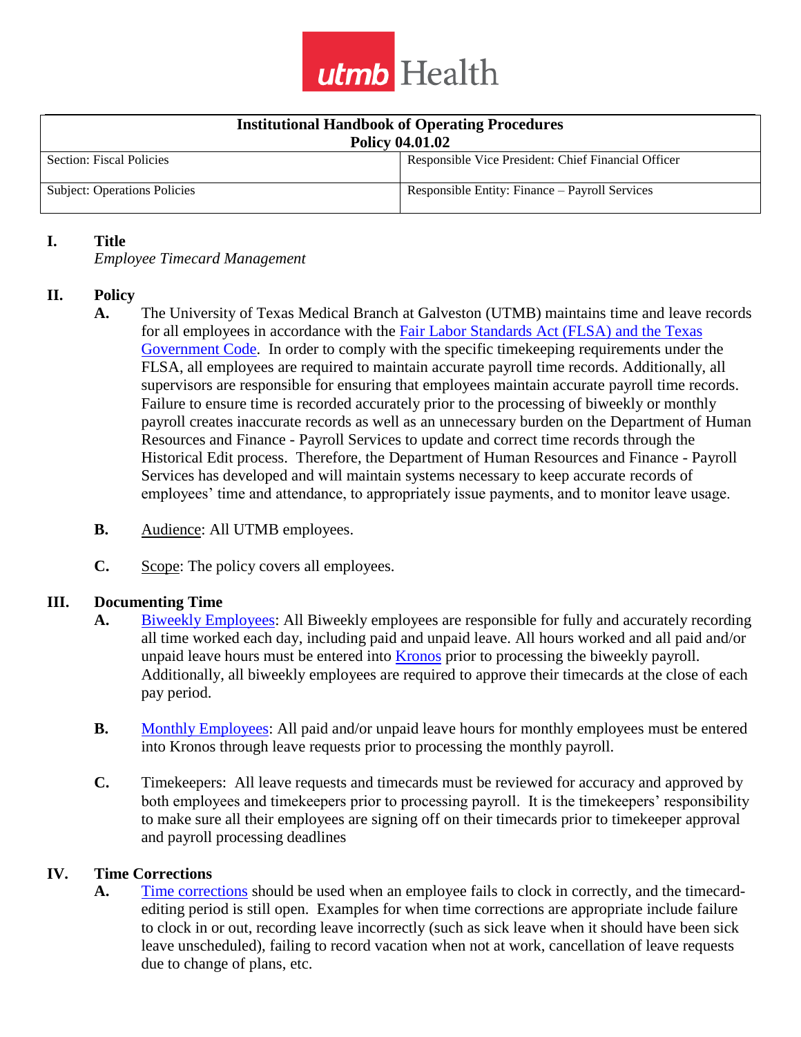utmb Health

| Institutional Handbook of Operating Procedures Policy 04.01.02 | |
|---|---|
| Section: Fiscal Policies | Responsible Vice President: Chief Financial Officer |
| Subject: Operations Policies | Responsible Entity: Finance – Payroll Services |

## I. Title

*Employee Timecard Management*

## II. Policy

**A.** The University of Texas Medical Branch at Galveston (UTMB) maintains time and leave records for all employees in accordance with the Fair Labor Standards Act (FLSA) and the Texas Government Code. In order to comply with the specific timekeeping requirements under the FLSA, all employees are required to maintain accurate payroll time records. Additionally, all supervisors are responsible for ensuring that employees maintain accurate payroll time records. Failure to ensure time is recorded accurately prior to the processing of biweekly or monthly payroll creates inaccurate records as well as an unnecessary burden on the Department of Human Resources and Finance - Payroll Services to update and correct time records through the Historical Edit process. Therefore, the Department of Human Resources and Finance - Payroll Services has developed and will maintain systems necessary to keep accurate records of employees' time and attendance, to appropriately issue payments, and to monitor leave usage.

**B.** Audience: All UTMB employees.

**C.** Scope: The policy covers all employees.

## III. Documenting Time

**A.** Biweekly Employees: All Biweekly employees are responsible for fully and accurately recording all time worked each day, including paid and unpaid leave. All hours worked and all paid and/or unpaid leave hours must be entered into Kronos prior to processing the biweekly payroll. Additionally, all biweekly employees are required to approve their timecards at the close of each pay period.

**B.** Monthly Employees: All paid and/or unpaid leave hours for monthly employees must be entered into Kronos through leave requests prior to processing the monthly payroll.

**C.** Timekeepers: All leave requests and timecards must be reviewed for accuracy and approved by both employees and timekeepers prior to processing payroll. It is the timekeepers' responsibility to make sure all their employees are signing off on their timecards prior to timekeeper approval and payroll processing deadlines

## IV. Time Corrections

**A.** Time corrections should be used when an employee fails to clock in correctly, and the timecard-editing period is still open. Examples for when time corrections are appropriate include failure to clock in or out, recording leave incorrectly (such as sick leave when it should have been sick leave unscheduled), failing to record vacation when not at work, cancellation of leave requests due to change of plans, etc.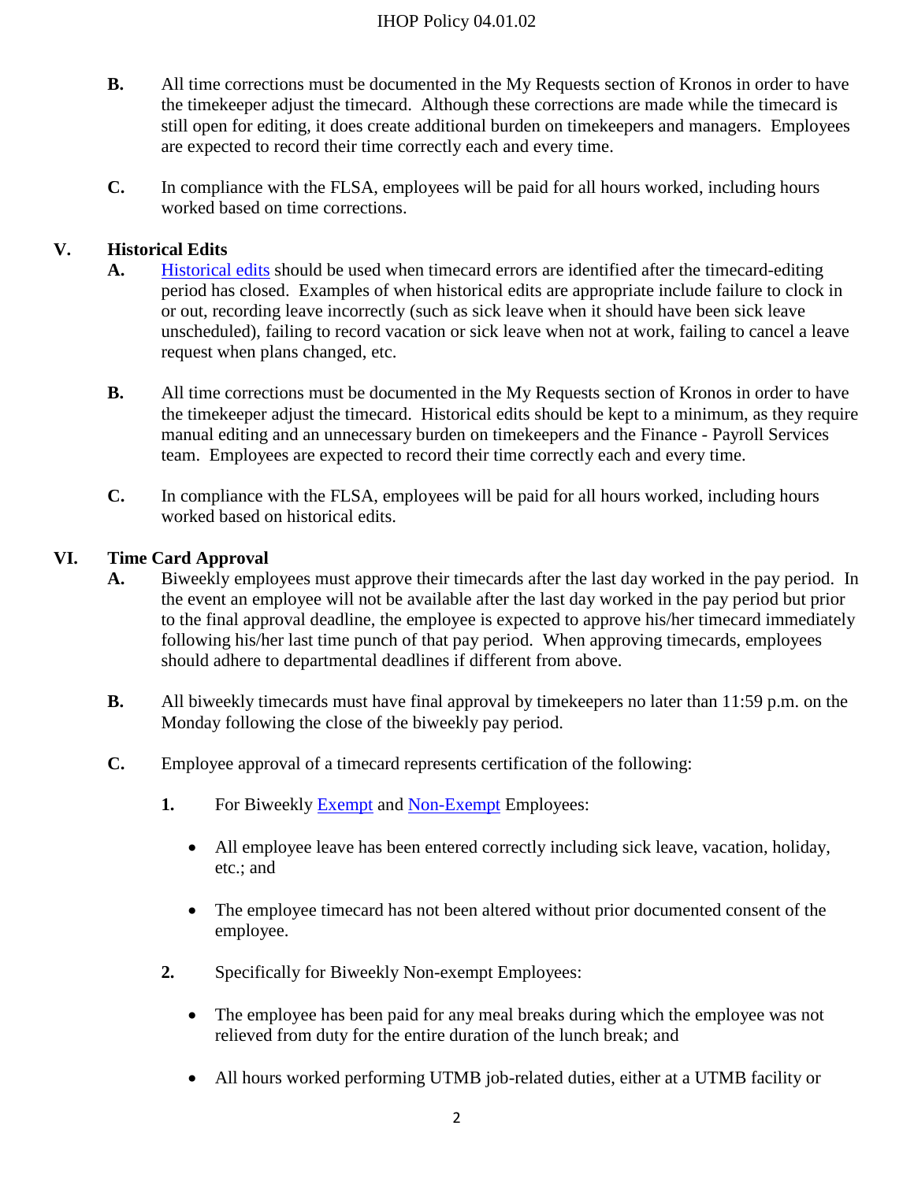B. All time corrections must be documented in the My Requests section of Kronos in order to have the timekeeper adjust the timecard. Although these corrections are made while the timecard is still open for editing, it does create additional burden on timekeepers and managers. Employees are expected to record their time correctly each and every time.

C. In compliance with the FLSA, employees will be paid for all hours worked, including hours worked based on time corrections.

## V. Historical Edits

A. [Historical edits] should be used when timecard errors are identified after the timecard-editing period has closed. Examples of when historical edits are appropriate include failure to clock in or out, recording leave incorrectly (such as sick leave when it should have been sick leave unscheduled), failing to record vacation or sick leave when not at work, failing to cancel a leave request when plans changed, etc.

B. All time corrections must be documented in the My Requests section of Kronos in order to have the timekeeper adjust the timecard. Historical edits should be kept to a minimum, as they require manual editing and an unnecessary burden on timekeepers and the Finance - Payroll Services team. Employees are expected to record their time correctly each and every time.

C. In compliance with the FLSA, employees will be paid for all hours worked, including hours worked based on historical edits.

## VI. Time Card Approval

A. Biweekly employees must approve their timecards after the last day worked in the pay period. In the event an employee will not be available after the last day worked in the pay period but prior to the final approval deadline, the employee is expected to approve his/her timecard immediately following his/her last time punch of that pay period. When approving timecards, employees should adhere to departmental deadlines if different from above.

B. All biweekly timecards must have final approval by timekeepers no later than 11:59 p.m. on the Monday following the close of the biweekly pay period.

C. Employee approval of a timecard represents certification of the following:

1. For Biweekly Exempt and Non-Exempt Employees:

   - All employee leave has been entered correctly including sick leave, vacation, holiday, etc.; and
   - The employee timecard has not been altered without prior documented consent of the employee.

2. Specifically for Biweekly Non-exempt Employees:

   - The employee has been paid for any meal breaks during which the employee was not relieved from duty for the entire duration of the lunch break; and
   - All hours worked performing UTMB job-related duties, either at a UTMB facility or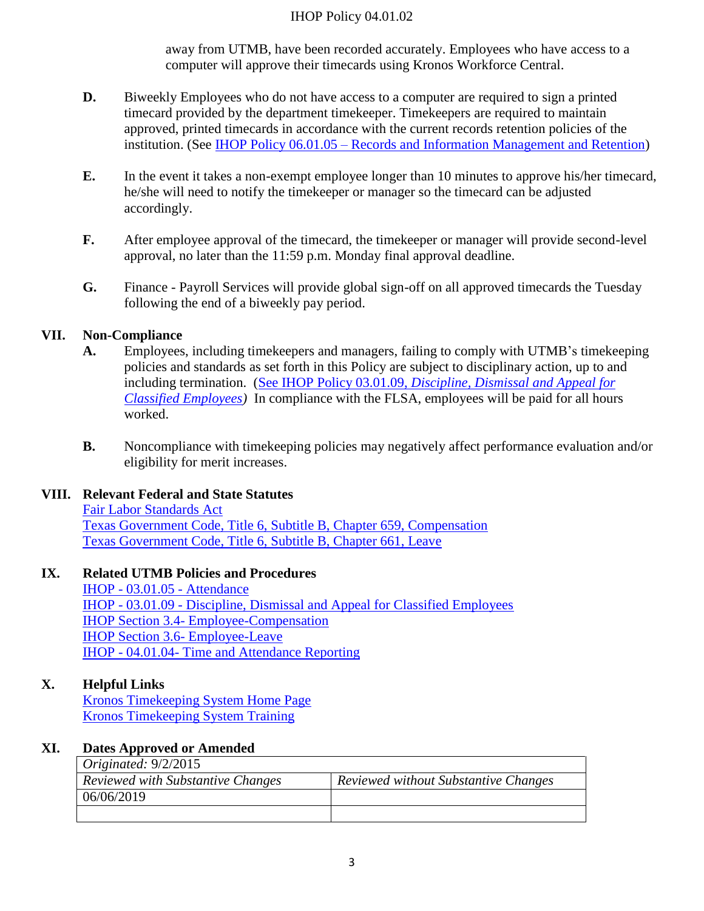away from UTMB, have been recorded accurately. Employees who have access to a computer will approve their timecards using Kronos Workforce Central.

**D.** Biweekly Employees who do not have access to a computer are required to sign a printed timecard provided by the department timekeeper. Timekeepers are required to maintain approved, printed timecards in accordance with the current records retention policies of the institution. (See IHOP Policy 06.01.05 – Records and Information Management and Retention)

**E.** In the event it takes a non-exempt employee longer than 10 minutes to approve his/her timecard, he/she will need to notify the timekeeper or manager so the timecard can be adjusted accordingly.

**F.** After employee approval of the timecard, the timekeeper or manager will provide second-level approval, no later than the 11:59 p.m. Monday final approval deadline.

**G.** Finance - Payroll Services will provide global sign-off on all approved timecards the Tuesday following the end of a biweekly pay period.

## VII. Non-Compliance

**A.** Employees, including timekeepers and managers, failing to comply with UTMB's timekeeping policies and standards as set forth in this Policy are subject to disciplinary action, up to and including termination. (See IHOP Policy 03.01.09, *Discipline, Dismissal and Appeal for Classified Employees*) In compliance with the FLSA, employees will be paid for all hours worked.

**B.** Noncompliance with timekeeping policies may negatively affect performance evaluation and/or eligibility for merit increases.

## VIII. Relevant Federal and State Statutes

Fair Labor Standards Act
Texas Government Code, Title 6, Subtitle B, Chapter 659, Compensation
Texas Government Code, Title 6, Subtitle B, Chapter 661, Leave

## IX. Related UTMB Policies and Procedures

IHOP - 03.01.05 - Attendance
IHOP - 03.01.09 - Discipline, Dismissal and Appeal for Classified Employees
IHOP Section 3.4- Employee-Compensation
IHOP Section 3.6- Employee-Leave
IHOP - 04.01.04- Time and Attendance Reporting

## X. Helpful Links

Kronos Timekeeping System Home Page
Kronos Timekeeping System Training

## XI. Dates Approved or Amended

| *Originated:* 9/2/2015 | |
|---|---|
| *Reviewed with Substantive Changes* | *Reviewed without Substantive Changes* |
| 06/06/2019 | |
| | |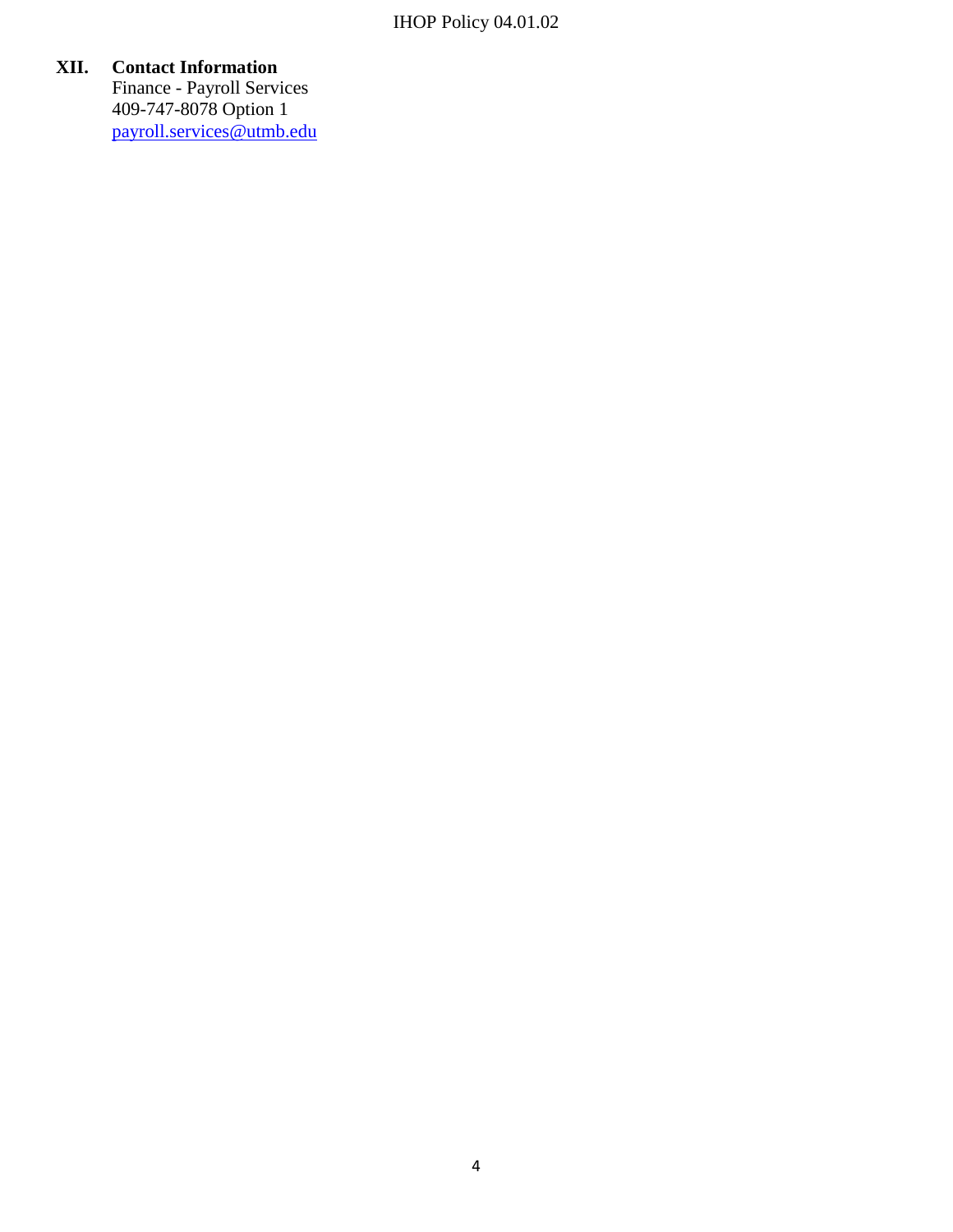## XII. Contact Information

Finance - Payroll Services
409-747-8078 Option 1
payroll.services@utmb.edu